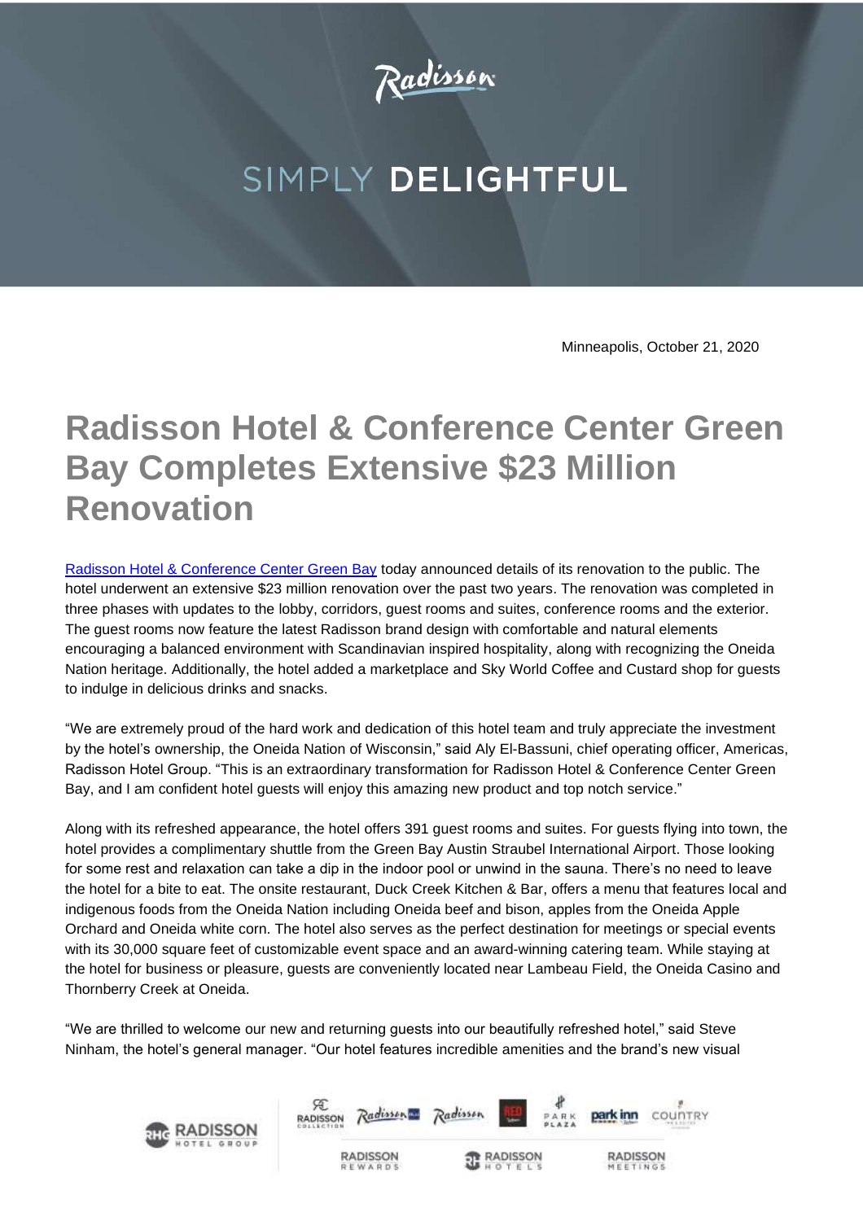Radisson

SIMPLY **DELIGHTFUL**

Minneapolis, October 21, 2020

# Radisson Hotel & Conference Center Green Bay Completes Extensive $23 Million Renovation

Radisson Hotel & Conference Center Green Bay today announced details of its renovation to the public. The hotel underwent an extensive $23 million renovation over the past two years. The renovation was completed in three phases with updates to the lobby, corridors, guest rooms and suites, conference rooms and the exterior. The guest rooms now feature the latest Radisson brand design with comfortable and natural elements encouraging a balanced environment with Scandinavian inspired hospitality, along with recognizing the Oneida Nation heritage. Additionally, the hotel added a marketplace and Sky World Coffee and Custard shop for guests to indulge in delicious drinks and snacks.

"We are extremely proud of the hard work and dedication of this hotel team and truly appreciate the investment by the hotel's ownership, the Oneida Nation of Wisconsin," said Aly El-Bassuni, chief operating officer, Americas, Radisson Hotel Group. "This is an extraordinary transformation for Radisson Hotel & Conference Center Green Bay, and I am confident hotel guests will enjoy this amazing new product and top notch service."

Along with its refreshed appearance, the hotel offers 391 guest rooms and suites. For guests flying into town, the hotel provides a complimentary shuttle from the Green Bay Austin Straubel International Airport. Those looking for some rest and relaxation can take a dip in the indoor pool or unwind in the sauna. There's no need to leave the hotel for a bite to eat. The onsite restaurant, Duck Creek Kitchen & Bar, offers a menu that features local and indigenous foods from the Oneida Nation including Oneida beef and bison, apples from the Oneida Apple Orchard and Oneida white corn. The hotel also serves as the perfect destination for meetings or special events with its 30,000 square feet of customizable event space and an award-winning catering team. While staying at the hotel for business or pleasure, guests are conveniently located near Lambeau Field, the Oneida Casino and Thornberry Creek at Oneida.

"We are thrilled to welcome our new and returning guests into our beautifully refreshed hotel," said Steve Ninham, the hotel's general manager. "Our hotel features incredible amenities and the brand's new visual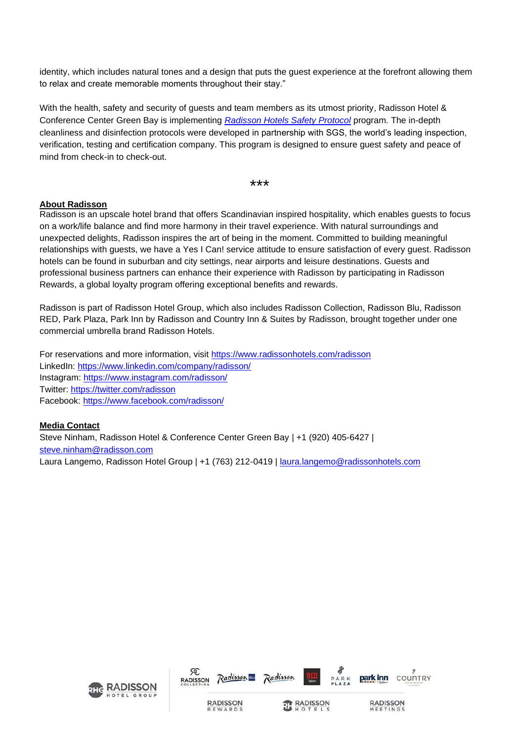identity, which includes natural tones and a design that puts the guest experience at the forefront allowing them to relax and create memorable moments throughout their stay."

With the health, safety and security of guests and team members as its utmost priority, Radisson Hotel & Conference Center Green Bay is implementing *Radisson Hotels Safety Protocol* program. The in-depth cleanliness and disinfection protocols were developed in partnership with SGS, the world's leading inspection, verification, testing and certification company. This program is designed to ensure guest safety and peace of mind from check-in to check-out.

***

**About Radisson**

Radisson is an upscale hotel brand that offers Scandinavian inspired hospitality, which enables guests to focus on a work/life balance and find more harmony in their travel experience. With natural surroundings and unexpected delights, Radisson inspires the art of being in the moment. Committed to building meaningful relationships with guests, we have a Yes I Can! service attitude to ensure satisfaction of every guest. Radisson hotels can be found in suburban and city settings, near airports and leisure destinations. Guests and professional business partners can enhance their experience with Radisson by participating in Radisson Rewards, a global loyalty program offering exceptional benefits and rewards.

Radisson is part of Radisson Hotel Group, which also includes Radisson Collection, Radisson Blu, Radisson RED, Park Plaza, Park Inn by Radisson and Country Inn & Suites by Radisson, brought together under one commercial umbrella brand Radisson Hotels.

For reservations and more information, visit https://www.radissonhotels.com/radisson
LinkedIn: https://www.linkedin.com/company/radisson/
Instagram: https://www.instagram.com/radisson/
Twitter: https://twitter.com/radisson
Facebook: https://www.facebook.com/radisson/

**Media Contact**

Steve Ninham, Radisson Hotel & Conference Center Green Bay | +1 (920) 405-6427 | steve.ninham@radisson.com
Laura Langemo, Radisson Hotel Group | +1 (763) 212-0419 | laura.langemo@radissonhotels.com